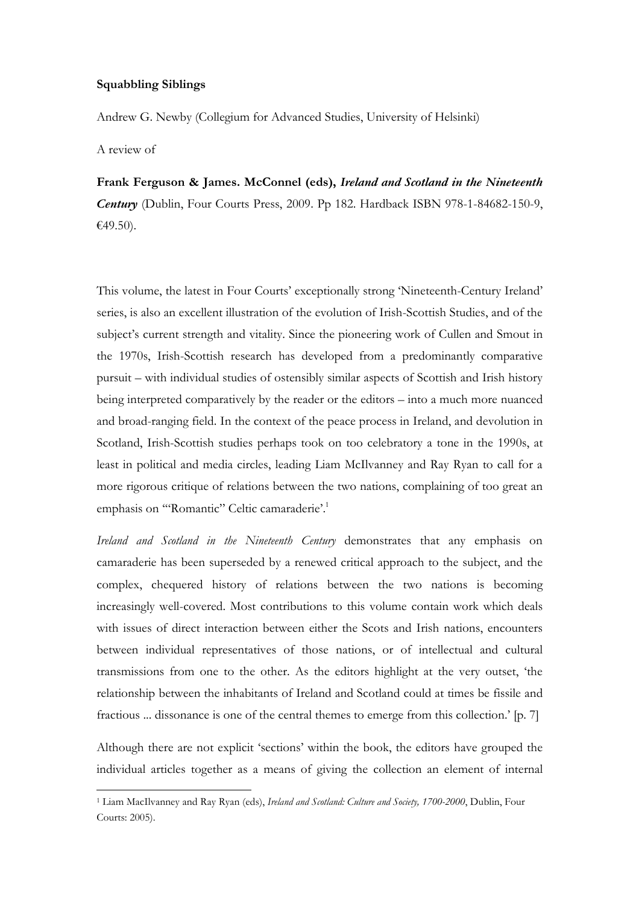**Squabbling Siblings**

Andrew G. Newby (Collegium for Advanced Studies, University of Helsinki)

A review of

**Frank Ferguson & James. McConnel (eds),** ***Ireland and Scotland in the Nineteenth Century*** (Dublin, Four Courts Press, 2009. Pp 182. Hardback ISBN 978-1-84682-150-9, €49.50).

This volume, the latest in Four Courts' exceptionally strong 'Nineteenth-Century Ireland' series, is also an excellent illustration of the evolution of Irish-Scottish Studies, and of the subject's current strength and vitality. Since the pioneering work of Cullen and Smout in the 1970s, Irish-Scottish research has developed from a predominantly comparative pursuit – with individual studies of ostensibly similar aspects of Scottish and Irish history being interpreted comparatively by the reader or the editors – into a much more nuanced and broad-ranging field. In the context of the peace process in Ireland, and devolution in Scotland, Irish-Scottish studies perhaps took on too celebratory a tone in the 1990s, at least in political and media circles, leading Liam McIlvanney and Ray Ryan to call for a more rigorous critique of relations between the two nations, complaining of too great an emphasis on '"Romantic" Celtic camaraderie'.[1]

*Ireland and Scotland in the Nineteenth Century* demonstrates that any emphasis on camaraderie has been superseded by a renewed critical approach to the subject, and the complex, chequered history of relations between the two nations is becoming increasingly well-covered. Most contributions to this volume contain work which deals with issues of direct interaction between either the Scots and Irish nations, encounters between individual representatives of those nations, or of intellectual and cultural transmissions from one to the other. As the editors highlight at the very outset, 'the relationship between the inhabitants of Ireland and Scotland could at times be fissile and fractious ... dissonance is one of the central themes to emerge from this collection.' [p. 7]

Although there are not explicit 'sections' within the book, the editors have grouped the individual articles together as a means of giving the collection an element of internal

[1] Liam MacIlvanney and Ray Ryan (eds), *Ireland and Scotland: Culture and Society, 1700-2000*, Dublin, Four Courts: 2005).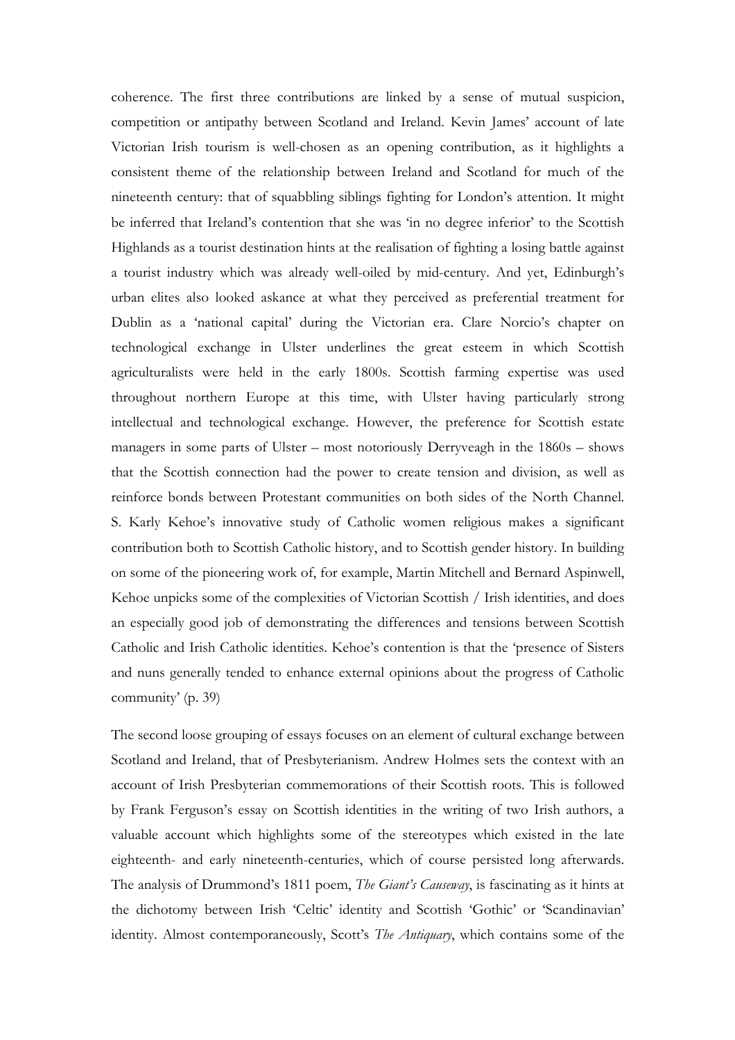coherence. The first three contributions are linked by a sense of mutual suspicion, competition or antipathy between Scotland and Ireland. Kevin James' account of late Victorian Irish tourism is well-chosen as an opening contribution, as it highlights a consistent theme of the relationship between Ireland and Scotland for much of the nineteenth century: that of squabbling siblings fighting for London's attention. It might be inferred that Ireland's contention that she was 'in no degree inferior' to the Scottish Highlands as a tourist destination hints at the realisation of fighting a losing battle against a tourist industry which was already well-oiled by mid-century. And yet, Edinburgh's urban elites also looked askance at what they perceived as preferential treatment for Dublin as a 'national capital' during the Victorian era. Clare Norcio's chapter on technological exchange in Ulster underlines the great esteem in which Scottish agriculturalists were held in the early 1800s. Scottish farming expertise was used throughout northern Europe at this time, with Ulster having particularly strong intellectual and technological exchange. However, the preference for Scottish estate managers in some parts of Ulster – most notoriously Derryveagh in the 1860s – shows that the Scottish connection had the power to create tension and division, as well as reinforce bonds between Protestant communities on both sides of the North Channel. S. Karly Kehoe's innovative study of Catholic women religious makes a significant contribution both to Scottish Catholic history, and to Scottish gender history. In building on some of the pioneering work of, for example, Martin Mitchell and Bernard Aspinwell, Kehoe unpicks some of the complexities of Victorian Scottish / Irish identities, and does an especially good job of demonstrating the differences and tensions between Scottish Catholic and Irish Catholic identities. Kehoe's contention is that the 'presence of Sisters and nuns generally tended to enhance external opinions about the progress of Catholic community' (p. 39)

The second loose grouping of essays focuses on an element of cultural exchange between Scotland and Ireland, that of Presbyterianism. Andrew Holmes sets the context with an account of Irish Presbyterian commemorations of their Scottish roots. This is followed by Frank Ferguson's essay on Scottish identities in the writing of two Irish authors, a valuable account which highlights some of the stereotypes which existed in the late eighteenth- and early nineteenth-centuries, which of course persisted long afterwards. The analysis of Drummond's 1811 poem, *The Giant's Causeway*, is fascinating as it hints at the dichotomy between Irish 'Celtic' identity and Scottish 'Gothic' or 'Scandinavian' identity. Almost contemporaneously, Scott's *The Antiquary*, which contains some of the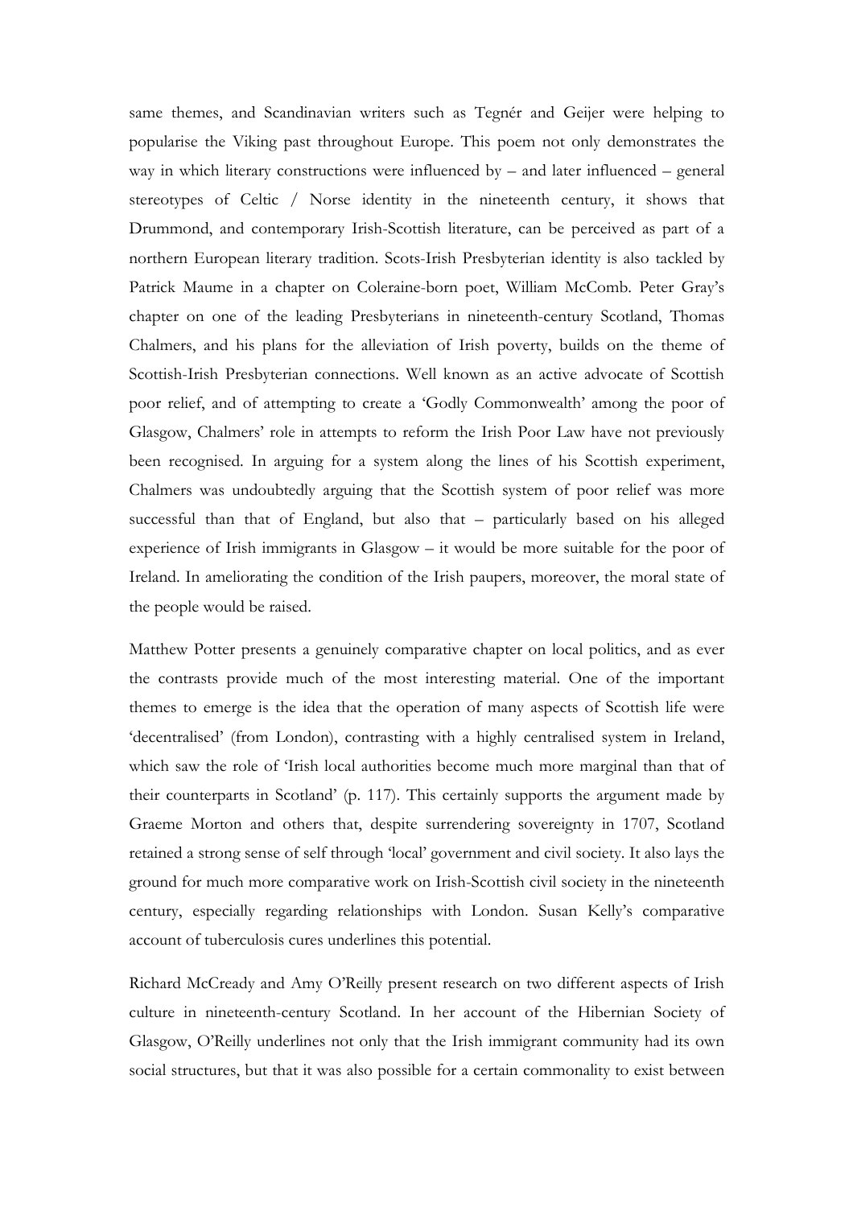same themes, and Scandinavian writers such as Tegnér and Geijer were helping to popularise the Viking past throughout Europe. This poem not only demonstrates the way in which literary constructions were influenced by – and later influenced – general stereotypes of Celtic / Norse identity in the nineteenth century, it shows that Drummond, and contemporary Irish-Scottish literature, can be perceived as part of a northern European literary tradition. Scots-Irish Presbyterian identity is also tackled by Patrick Maume in a chapter on Coleraine-born poet, William McComb. Peter Gray's chapter on one of the leading Presbyterians in nineteenth-century Scotland, Thomas Chalmers, and his plans for the alleviation of Irish poverty, builds on the theme of Scottish-Irish Presbyterian connections. Well known as an active advocate of Scottish poor relief, and of attempting to create a 'Godly Commonwealth' among the poor of Glasgow, Chalmers' role in attempts to reform the Irish Poor Law have not previously been recognised. In arguing for a system along the lines of his Scottish experiment, Chalmers was undoubtedly arguing that the Scottish system of poor relief was more successful than that of England, but also that – particularly based on his alleged experience of Irish immigrants in Glasgow – it would be more suitable for the poor of Ireland. In ameliorating the condition of the Irish paupers, moreover, the moral state of the people would be raised.

Matthew Potter presents a genuinely comparative chapter on local politics, and as ever the contrasts provide much of the most interesting material. One of the important themes to emerge is the idea that the operation of many aspects of Scottish life were 'decentralised' (from London), contrasting with a highly centralised system in Ireland, which saw the role of 'Irish local authorities become much more marginal than that of their counterparts in Scotland' (p. 117). This certainly supports the argument made by Graeme Morton and others that, despite surrendering sovereignty in 1707, Scotland retained a strong sense of self through 'local' government and civil society. It also lays the ground for much more comparative work on Irish-Scottish civil society in the nineteenth century, especially regarding relationships with London. Susan Kelly's comparative account of tuberculosis cures underlines this potential.

Richard McCready and Amy O'Reilly present research on two different aspects of Irish culture in nineteenth-century Scotland. In her account of the Hibernian Society of Glasgow, O'Reilly underlines not only that the Irish immigrant community had its own social structures, but that it was also possible for a certain commonality to exist between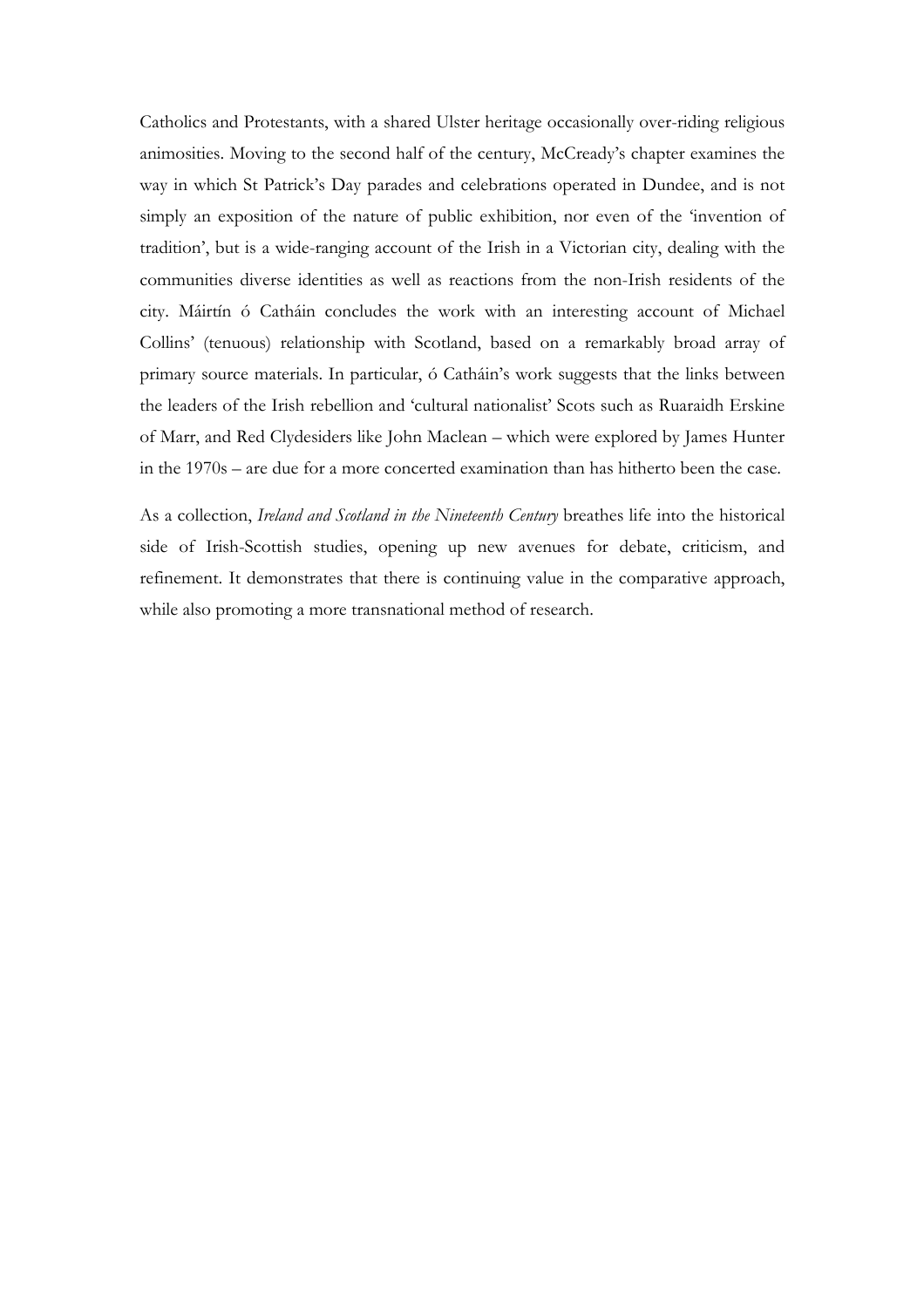Catholics and Protestants, with a shared Ulster heritage occasionally over-riding religious animosities. Moving to the second half of the century, McCready's chapter examines the way in which St Patrick's Day parades and celebrations operated in Dundee, and is not simply an exposition of the nature of public exhibition, nor even of the 'invention of tradition', but is a wide-ranging account of the Irish in a Victorian city, dealing with the communities diverse identities as well as reactions from the non-Irish residents of the city. Máirtín ó Catháin concludes the work with an interesting account of Michael Collins' (tenuous) relationship with Scotland, based on a remarkably broad array of primary source materials. In particular, ó Catháin's work suggests that the links between the leaders of the Irish rebellion and 'cultural nationalist' Scots such as Ruaraidh Erskine of Marr, and Red Clydesiders like John Maclean – which were explored by James Hunter in the 1970s – are due for a more concerted examination than has hitherto been the case.

As a collection, *Ireland and Scotland in the Nineteenth Century* breathes life into the historical side of Irish-Scottish studies, opening up new avenues for debate, criticism, and refinement. It demonstrates that there is continuing value in the comparative approach, while also promoting a more transnational method of research.